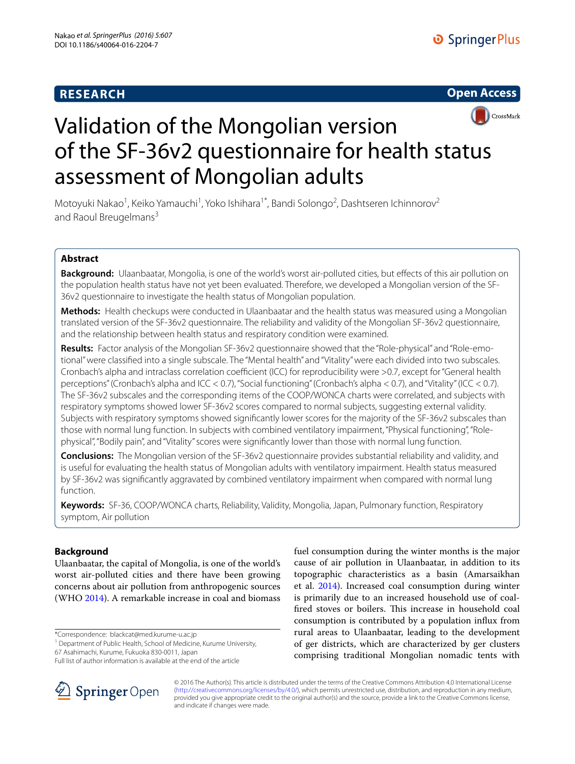**RESEARCH** **Open Access**

# Validation of the Mongolian version of the SF-36v2 questionnaire for health status assessment of Mongolian adults

Motoyuki Nakao[1], Keiko Yamauchi[1], Yoko Ishihara[1*], Bandi Solongo[2], Dashtseren Ichinnorov[2] and Raoul Breugelmans[3]

## Abstract

**Background:** Ulaanbaatar, Mongolia, is one of the world's worst air-polluted cities, but effects of this air pollution on the population health status have not yet been evaluated. Therefore, we developed a Mongolian version of the SF-36v2 questionnaire to investigate the health status of Mongolian population.

**Methods:** Health checkups were conducted in Ulaanbaatar and the health status was measured using a Mongolian translated version of the SF-36v2 questionnaire. The reliability and validity of the Mongolian SF-36v2 questionnaire, and the relationship between health status and respiratory condition were examined.

**Results:** Factor analysis of the Mongolian SF-36v2 questionnaire showed that the "Role-physical" and "Role-emotional" were classified into a single subscale. The "Mental health" and "Vitality" were each divided into two subscales. Cronbach's alpha and intraclass correlation coefficient (ICC) for reproducibility were >0.7, except for "General health perceptions" (Cronbach's alpha and ICC < 0.7), "Social functioning" (Cronbach's alpha < 0.7), and "Vitality" (ICC < 0.7). The SF-36v2 subscales and the corresponding items of the COOP/WONCA charts were correlated, and subjects with respiratory symptoms showed lower SF-36v2 scores compared to normal subjects, suggesting external validity. Subjects with respiratory symptoms showed significantly lower scores for the majority of the SF-36v2 subscales than those with normal lung function. In subjects with combined ventilatory impairment, "Physical functioning", "Role-physical", "Bodily pain", and "Vitality" scores were significantly lower than those with normal lung function.

**Conclusions:** The Mongolian version of the SF-36v2 questionnaire provides substantial reliability and validity, and is useful for evaluating the health status of Mongolian adults with ventilatory impairment. Health status measured by SF-36v2 was significantly aggravated by combined ventilatory impairment when compared with normal lung function.

**Keywords:** SF-36, COOP/WONCA charts, Reliability, Validity, Mongolia, Japan, Pulmonary function, Respiratory symptom, Air pollution

## Background

Ulaanbaatar, the capital of Mongolia, is one of the world's worst air-polluted cities and there have been growing concerns about air pollution from anthropogenic sources (WHO 2014). A remarkable increase in coal and biomass fuel consumption during the winter months is the major cause of air pollution in Ulaanbaatar, in addition to its topographic characteristics as a basin (Amarsaikhan et al. 2014). Increased coal consumption during winter is primarily due to an increased household use of coal-fired stoves or boilers. This increase in household coal consumption is contributed by a population influx from rural areas to Ulaanbaatar, leading to the development of ger districts, which are characterized by ger clusters comprising traditional Mongolian nomadic tents with

*Correspondence: blackcat@med.kurume-u.ac.jp
[1] Department of Public Health, School of Medicine, Kurume University, 67 Asahimachi, Kurume, Fukuoka 830-0011, Japan
Full list of author information is available at the end of the article

© 2016 The Author(s). This article is distributed under the terms of the Creative Commons Attribution 4.0 International License (http://creativecommons.org/licenses/by/4.0/), which permits unrestricted use, distribution, and reproduction in any medium, provided you give appropriate credit to the original author(s) and the source, provide a link to the Creative Commons license, and indicate if changes were made.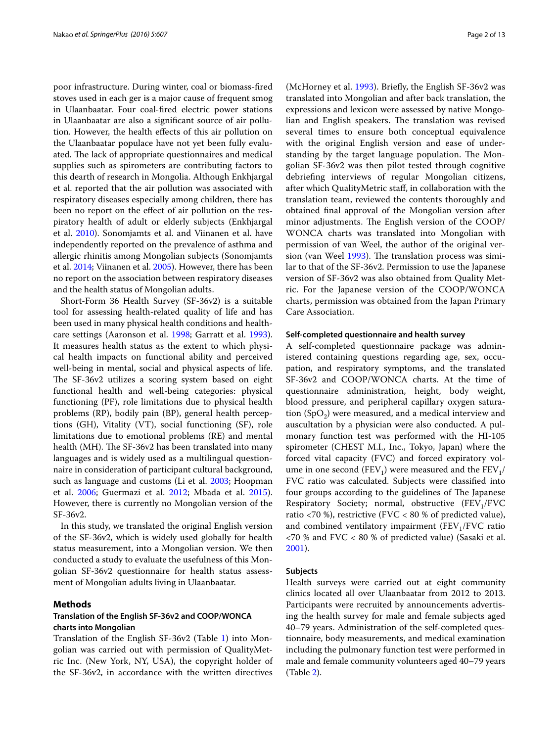poor infrastructure. During winter, coal or biomass-fired stoves used in each ger is a major cause of frequent smog in Ulaanbaatar. Four coal-fired electric power stations in Ulaanbaatar are also a significant source of air pollution. However, the health effects of this air pollution on the Ulaanbaatar populace have not yet been fully evaluated. The lack of appropriate questionnaires and medical supplies such as spirometers are contributing factors to this dearth of research in Mongolia. Although Enkhjargal et al. reported that the air pollution was associated with respiratory diseases especially among children, there has been no report on the effect of air pollution on the respiratory health of adult or elderly subjects (Enkhjargal et al. 2010). Sonomjamts et al. and Viinanen et al. have independently reported on the prevalence of asthma and allergic rhinitis among Mongolian subjects (Sonomjamts et al. 2014; Viinanen et al. 2005). However, there has been no report on the association between respiratory diseases and the health status of Mongolian adults.

Short-Form 36 Health Survey (SF-36v2) is a suitable tool for assessing health-related quality of life and has been used in many physical health conditions and healthcare settings (Aaronson et al. 1998; Garratt et al. 1993). It measures health status as the extent to which physical health impacts on functional ability and perceived well-being in mental, social and physical aspects of life. The SF-36v2 utilizes a scoring system based on eight functional health and well-being categories: physical functioning (PF), role limitations due to physical health problems (RP), bodily pain (BP), general health perceptions (GH), Vitality (VT), social functioning (SF), role limitations due to emotional problems (RE) and mental health (MH). The SF-36v2 has been translated into many languages and is widely used as a multilingual questionnaire in consideration of participant cultural background, such as language and customs (Li et al. 2003; Hoopman et al. 2006; Guermazi et al. 2012; Mbada et al. 2015). However, there is currently no Mongolian version of the SF-36v2.

In this study, we translated the original English version of the SF-36v2, which is widely used globally for health status measurement, into a Mongolian version. We then conducted a study to evaluate the usefulness of this Mongolian SF-36v2 questionnaire for health status assessment of Mongolian adults living in Ulaanbaatar.

## Methods

### Translation of the English SF-36v2 and COOP/WONCA charts into Mongolian

Translation of the English SF-36v2 (Table 1) into Mongolian was carried out with permission of QualityMetric Inc. (New York, NY, USA), the copyright holder of the SF-36v2, in accordance with the written directives (McHorney et al. 1993). Briefly, the English SF-36v2 was translated into Mongolian and after back translation, the expressions and lexicon were assessed by native Mongolian and English speakers. The translation was revised several times to ensure both conceptual equivalence with the original English version and ease of understanding by the target language population. The Mongolian SF-36v2 was then pilot tested through cognitive debriefing interviews of regular Mongolian citizens, after which QualityMetric staff, in collaboration with the translation team, reviewed the contents thoroughly and obtained final approval of the Mongolian version after minor adjustments. The English version of the COOP/WONCA charts was translated into Mongolian with permission of van Weel, the author of the original version (van Weel 1993). The translation process was similar to that of the SF-36v2. Permission to use the Japanese version of SF-36v2 was also obtained from Quality Metric. For the Japanese version of the COOP/WONCA charts, permission was obtained from the Japan Primary Care Association.

### Self-completed questionnaire and health survey

A self-completed questionnaire package was administered containing questions regarding age, sex, occupation, and respiratory symptoms, and the translated SF-36v2 and COOP/WONCA charts. At the time of questionnaire administration, height, body weight, blood pressure, and peripheral capillary oxygen saturation ($SpO_2$) were measured, and a medical interview and auscultation by a physician were also conducted. A pulmonary function test was performed with the HI-105 spirometer (CHEST M.I., Inc., Tokyo, Japan) where the forced vital capacity (FVC) and forced expiratory volume in one second ($FEV_1$) were measured and the $FEV_1$/FVC ratio was calculated. Subjects were classified into four groups according to the guidelines of The Japanese Respiratory Society; normal, obstructive ($FEV_1$/FVC ratio <70 %), restrictive (FVC < 80 % of predicted value), and combined ventilatory impairment ($FEV_1$/FVC ratio <70 % and FVC < 80 % of predicted value) (Sasaki et al. 2001).

### Subjects

Health surveys were carried out at eight community clinics located all over Ulaanbaatar from 2012 to 2013. Participants were recruited by announcements advertising the health survey for male and female subjects aged 40–79 years. Administration of the self-completed questionnaire, body measurements, and medical examination including the pulmonary function test were performed in male and female community volunteers aged 40–79 years (Table 2).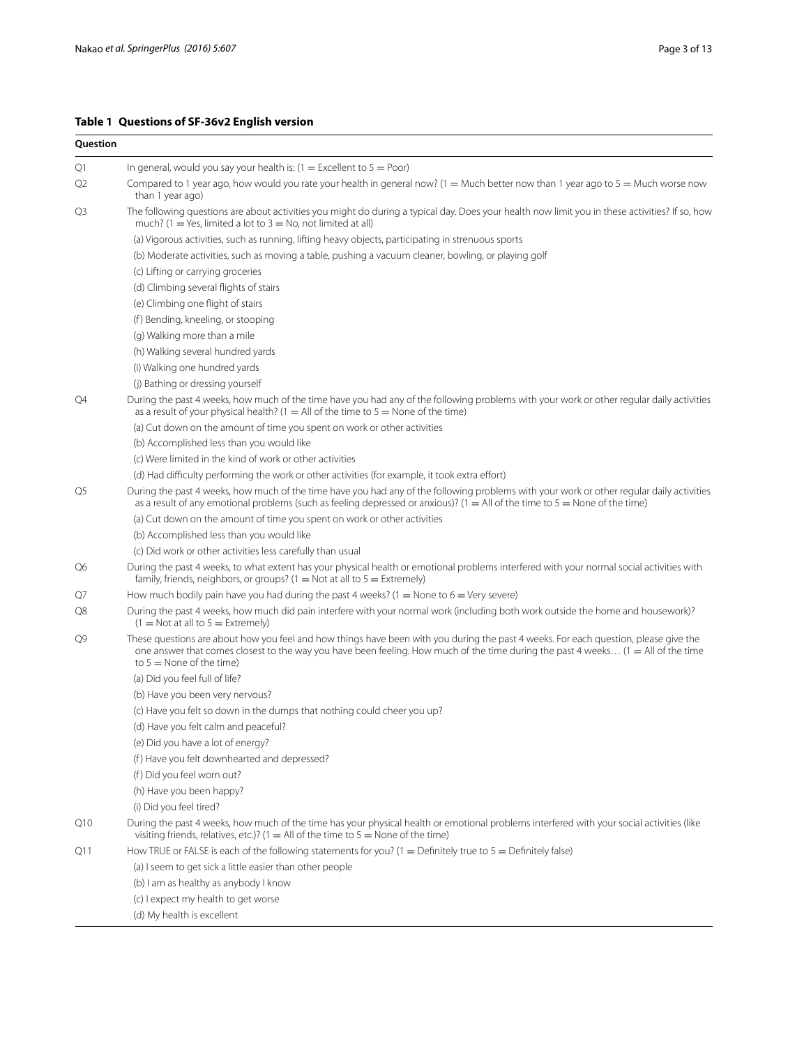**Table 1 Questions of SF-36v2 English version**

| Question | |
|---|---|
| Q1 | In general, would you say your health is: (1 = Excellent to 5 = Poor) |
| Q2 | Compared to 1 year ago, how would you rate your health in general now? (1 = Much better now than 1 year ago to 5 = Much worse now than 1 year ago) |
| Q3 | The following questions are about activities you might do during a typical day. Does your health now limit you in these activities? If so, how much? (1 = Yes, limited a lot to 3 = No, not limited at all) |
| | (a) Vigorous activities, such as running, lifting heavy objects, participating in strenuous sports |
| | (b) Moderate activities, such as moving a table, pushing a vacuum cleaner, bowling, or playing golf |
| | (c) Lifting or carrying groceries |
| | (d) Climbing several flights of stairs |
| | (e) Climbing one flight of stairs |
| | (f) Bending, kneeling, or stooping |
| | (g) Walking more than a mile |
| | (h) Walking several hundred yards |
| | (i) Walking one hundred yards |
| | (j) Bathing or dressing yourself |
| Q4 | During the past 4 weeks, how much of the time have you had any of the following problems with your work or other regular daily activities as a result of your physical health? (1 = All of the time to 5 = None of the time) |
| | (a) Cut down on the amount of time you spent on work or other activities |
| | (b) Accomplished less than you would like |
| | (c) Were limited in the kind of work or other activities |
| | (d) Had difficulty performing the work or other activities (for example, it took extra effort) |
| Q5 | During the past 4 weeks, how much of the time have you had any of the following problems with your work or other regular daily activities as a result of any emotional problems (such as feeling depressed or anxious)? (1 = All of the time to 5 = None of the time) |
| | (a) Cut down on the amount of time you spent on work or other activities |
| | (b) Accomplished less than you would like |
| | (c) Did work or other activities less carefully than usual |
| Q6 | During the past 4 weeks, to what extent has your physical health or emotional problems interfered with your normal social activities with family, friends, neighbors, or groups? (1 = Not at all to 5 = Extremely) |
| Q7 | How much bodily pain have you had during the past 4 weeks? (1 = None to 6 = Very severe) |
| Q8 | During the past 4 weeks, how much did pain interfere with your normal work (including both work outside the home and housework)? (1 = Not at all to 5 = Extremely) |
| Q9 | These questions are about how you feel and how things have been with you during the past 4 weeks. For each question, please give the one answer that comes closest to the way you have been feeling. How much of the time during the past 4 weeks… (1 = All of the time to 5 = None of the time) |
| | (a) Did you feel full of life? |
| | (b) Have you been very nervous? |
| | (c) Have you felt so down in the dumps that nothing could cheer you up? |
| | (d) Have you felt calm and peaceful? |
| | (e) Did you have a lot of energy? |
| | (f) Have you felt downhearted and depressed? |
| | (f) Did you feel worn out? |
| | (h) Have you been happy? |
| | (i) Did you feel tired? |
| Q10 | During the past 4 weeks, how much of the time has your physical health or emotional problems interfered with your social activities (like visiting friends, relatives, etc.)? (1 = All of the time to 5 = None of the time) |
| Q11 | How TRUE or FALSE is each of the following statements for you? (1 = Definitely true to 5 = Definitely false) |
| | (a) I seem to get sick a little easier than other people |
| | (b) I am as healthy as anybody I know |
| | (c) I expect my health to get worse |
| | (d) My health is excellent |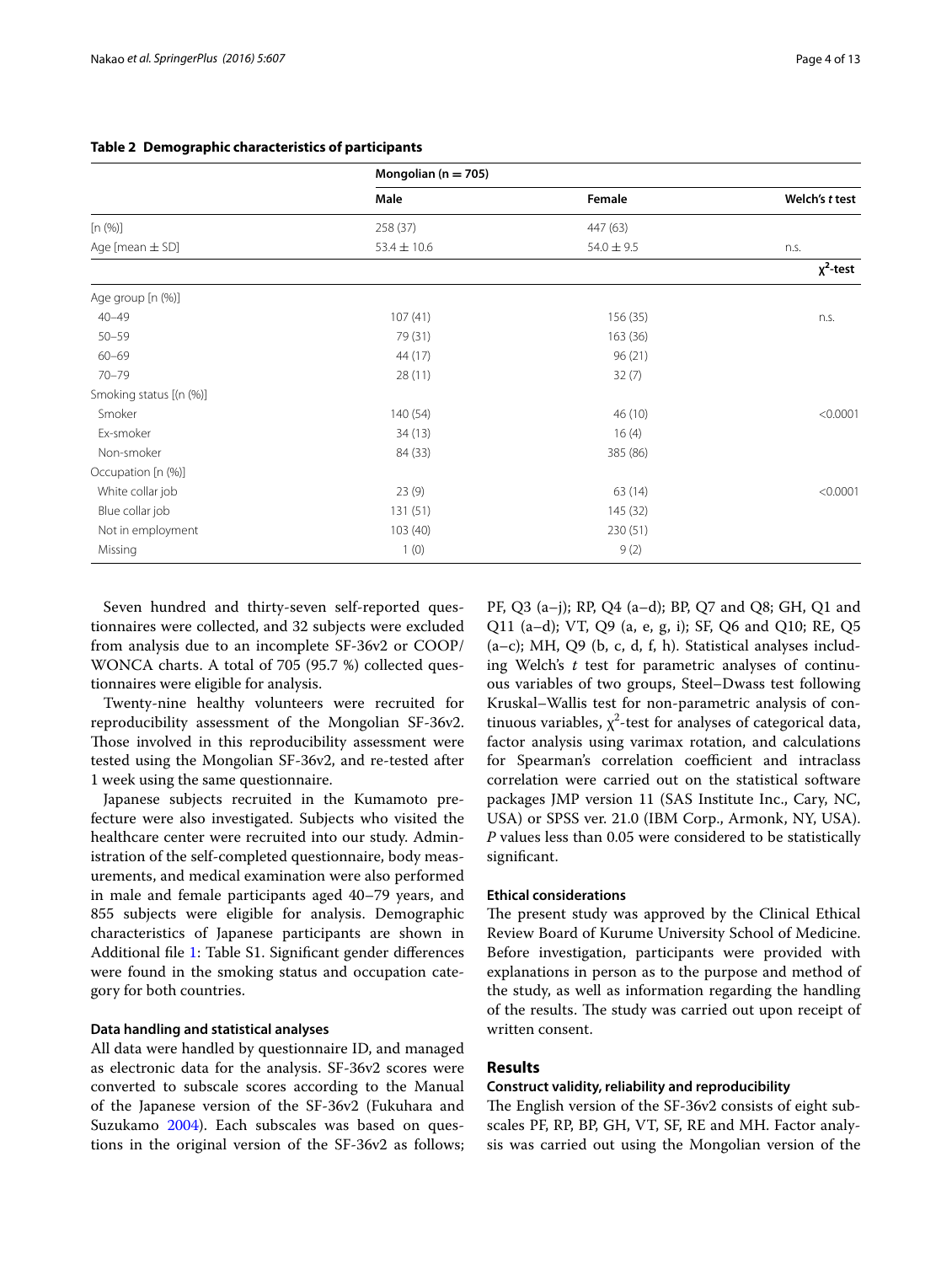**Table 2 Demographic characteristics of participants**

| | Mongolian (n = 705) | | |
|---|---|---|---|
| | Male | Female | Welch's *t* test |
| [n (%)] | 258 (37) | 447 (63) | |
| Age [mean ± SD] | 53.4 ± 10.6 | 54.0 ± 9.5 | n.s. |
| | | | $\chi^2$-test |
| Age group [n (%)] | | | |
| 40–49 | 107 (41) | 156 (35) | n.s. |
| 50–59 | 79 (31) | 163 (36) | |
| 60–69 | 44 (17) | 96 (21) | |
| 70–79 | 28 (11) | 32 (7) | |
| Smoking status [(n (%)] | | | |
| Smoker | 140 (54) | 46 (10) | <0.0001 |
| Ex-smoker | 34 (13) | 16 (4) | |
| Non-smoker | 84 (33) | 385 (86) | |
| Occupation [n (%)] | | | |
| White collar job | 23 (9) | 63 (14) | <0.0001 |
| Blue collar job | 131 (51) | 145 (32) | |
| Not in employment | 103 (40) | 230 (51) | |
| Missing | 1 (0) | 9 (2) | |

Seven hundred and thirty-seven self-reported questionnaires were collected, and 32 subjects were excluded from analysis due to an incomplete SF-36v2 or COOP/WONCA charts. A total of 705 (95.7 %) collected questionnaires were eligible for analysis.

Twenty-nine healthy volunteers were recruited for reproducibility assessment of the Mongolian SF-36v2. Those involved in this reproducibility assessment were tested using the Mongolian SF-36v2, and re-tested after 1 week using the same questionnaire.

Japanese subjects recruited in the Kumamoto prefecture were also investigated. Subjects who visited the healthcare center were recruited into our study. Administration of the self-completed questionnaire, body measurements, and medical examination were also performed in male and female participants aged 40–79 years, and 855 subjects were eligible for analysis. Demographic characteristics of Japanese participants are shown in Additional file 1: Table S1. Significant gender differences were found in the smoking status and occupation category for both countries.

#### Data handling and statistical analyses

All data were handled by questionnaire ID, and managed as electronic data for the analysis. SF-36v2 scores were converted to subscale scores according to the Manual of the Japanese version of the SF-36v2 (Fukuhara and Suzukamo 2004). Each subscales was based on questions in the original version of the SF-36v2 as follows; PF, Q3 (a–j); RP, Q4 (a–d); BP, Q7 and Q8; GH, Q1 and Q11 (a–d); VT, Q9 (a, e, g, i); SF, Q6 and Q10; RE, Q5 (a–c); MH, Q9 (b, c, d, f, h). Statistical analyses including Welch's *t* test for parametric analyses of continuous variables of two groups, Steel–Dwass test following Kruskal–Wallis test for non-parametric analysis of continuous variables, $\chi^2$-test for analyses of categorical data, factor analysis using varimax rotation, and calculations for Spearman's correlation coefficient and intraclass correlation were carried out on the statistical software packages JMP version 11 (SAS Institute Inc., Cary, NC, USA) or SPSS ver. 21.0 (IBM Corp., Armonk, NY, USA). *P* values less than 0.05 were considered to be statistically significant.

#### Ethical considerations

The present study was approved by the Clinical Ethical Review Board of Kurume University School of Medicine. Before investigation, participants were provided with explanations in person as to the purpose and method of the study, as well as information regarding the handling of the results. The study was carried out upon receipt of written consent.

## Results

#### Construct validity, reliability and reproducibility

The English version of the SF-36v2 consists of eight subscales PF, RP, BP, GH, VT, SF, RE and MH. Factor analysis was carried out using the Mongolian version of the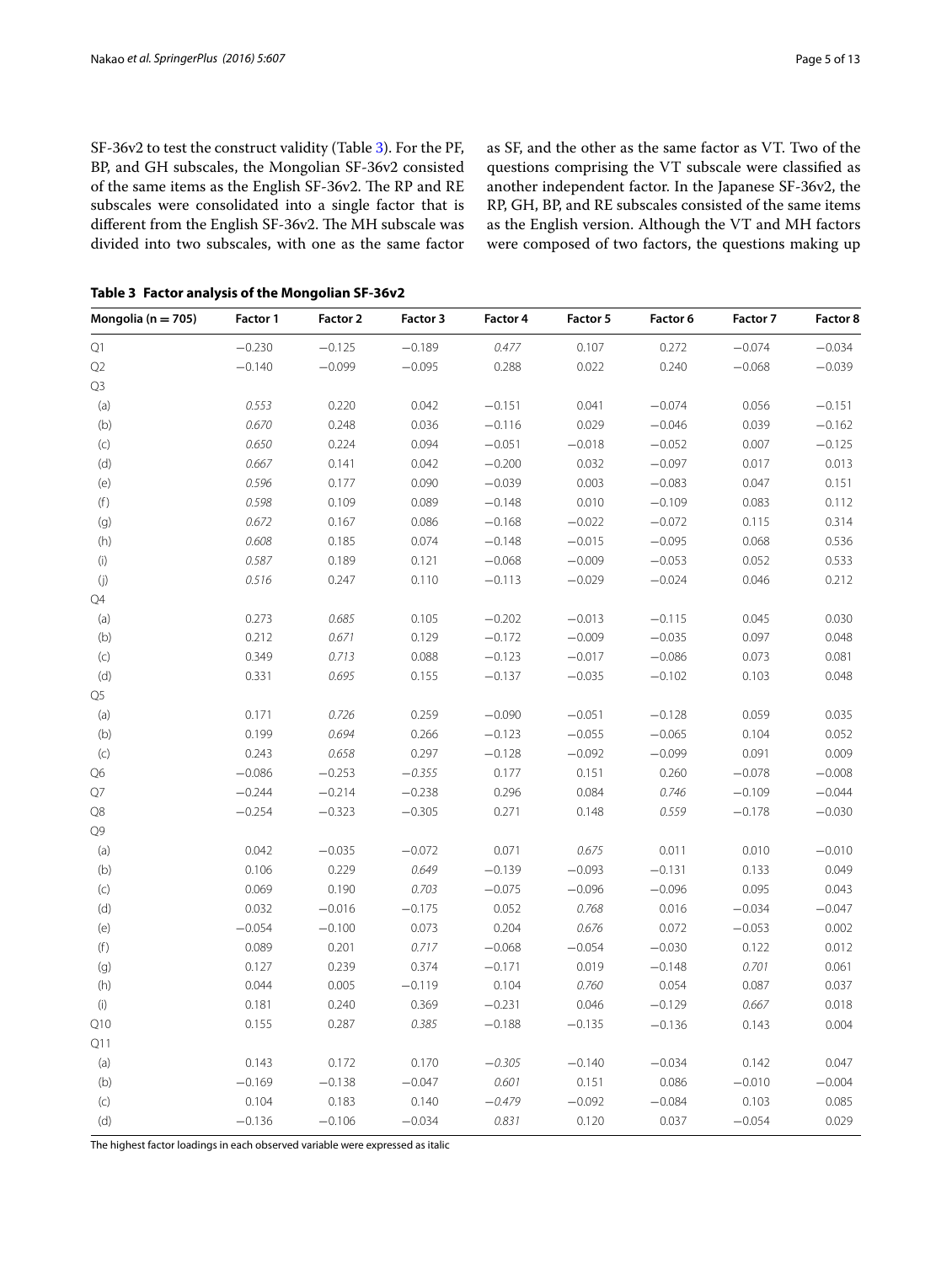SF-36v2 to test the construct validity (Table 3). For the PF, BP, and GH subscales, the Mongolian SF-36v2 consisted of the same items as the English SF-36v2. The RP and RE subscales were consolidated into a single factor that is different from the English SF-36v2. The MH subscale was divided into two subscales, with one as the same factor as SF, and the other as the same factor as VT. Two of the questions comprising the VT subscale were classified as another independent factor. In the Japanese SF-36v2, the RP, GH, BP, and RE subscales consisted of the same items as the English version. Although the VT and MH factors were composed of two factors, the questions making up

**Table 3 Factor analysis of the Mongolian SF-36v2**

| Mongolia (n = 705) | Factor 1 | Factor 2 | Factor 3 | Factor 4 | Factor 5 | Factor 6 | Factor 7 | Factor 8 |
|---|---|---|---|---|---|---|---|---|
| Q1 | −0.230 | −0.125 | −0.189 | *0.477* | 0.107 | 0.272 | −0.074 | −0.034 |
| Q2 | −0.140 | −0.099 | −0.095 | 0.288 | 0.022 | 0.240 | −0.068 | −0.039 |
| Q3 | | | | | | | | |
| (a) | *0.553* | 0.220 | 0.042 | −0.151 | 0.041 | −0.074 | 0.056 | −0.151 |
| (b) | *0.670* | 0.248 | 0.036 | −0.116 | 0.029 | −0.046 | 0.039 | −0.162 |
| (c) | *0.650* | 0.224 | 0.094 | −0.051 | −0.018 | −0.052 | 0.007 | −0.125 |
| (d) | *0.667* | 0.141 | 0.042 | −0.200 | 0.032 | −0.097 | 0.017 | 0.013 |
| (e) | *0.596* | 0.177 | 0.090 | −0.039 | 0.003 | −0.083 | 0.047 | 0.151 |
| (f) | *0.598* | 0.109 | 0.089 | −0.148 | 0.010 | −0.109 | 0.083 | 0.112 |
| (g) | *0.672* | 0.167 | 0.086 | −0.168 | −0.022 | −0.072 | 0.115 | 0.314 |
| (h) | *0.608* | 0.185 | 0.074 | −0.148 | −0.015 | −0.095 | 0.068 | 0.536 |
| (i) | *0.587* | 0.189 | 0.121 | −0.068 | −0.009 | −0.053 | 0.052 | 0.533 |
| (j) | *0.516* | 0.247 | 0.110 | −0.113 | −0.029 | −0.024 | 0.046 | 0.212 |
| Q4 | | | | | | | | |
| (a) | 0.273 | *0.685* | 0.105 | −0.202 | −0.013 | −0.115 | 0.045 | 0.030 |
| (b) | 0.212 | *0.671* | 0.129 | −0.172 | −0.009 | −0.035 | 0.097 | 0.048 |
| (c) | 0.349 | *0.713* | 0.088 | −0.123 | −0.017 | −0.086 | 0.073 | 0.081 |
| (d) | 0.331 | *0.695* | 0.155 | −0.137 | −0.035 | −0.102 | 0.103 | 0.048 |
| Q5 | | | | | | | | |
| (a) | 0.171 | *0.726* | 0.259 | −0.090 | −0.051 | −0.128 | 0.059 | 0.035 |
| (b) | 0.199 | *0.694* | 0.266 | −0.123 | −0.055 | −0.065 | 0.104 | 0.052 |
| (c) | 0.243 | *0.658* | 0.297 | −0.128 | −0.092 | −0.099 | 0.091 | 0.009 |
| Q6 | −0.086 | −0.253 | *−0.355* | 0.177 | 0.151 | 0.260 | −0.078 | −0.008 |
| Q7 | −0.244 | −0.214 | −0.238 | 0.296 | 0.084 | *0.746* | −0.109 | −0.044 |
| Q8 | −0.254 | −0.323 | −0.305 | 0.271 | 0.148 | *0.559* | −0.178 | −0.030 |
| Q9 | | | | | | | | |
| (a) | 0.042 | −0.035 | −0.072 | 0.071 | *0.675* | 0.011 | 0.010 | −0.010 |
| (b) | 0.106 | 0.229 | *0.649* | −0.139 | −0.093 | −0.131 | 0.133 | 0.049 |
| (c) | 0.069 | 0.190 | *0.703* | −0.075 | −0.096 | −0.096 | 0.095 | 0.043 |
| (d) | 0.032 | −0.016 | −0.175 | 0.052 | *0.768* | 0.016 | −0.034 | −0.047 |
| (e) | −0.054 | −0.100 | 0.073 | 0.204 | *0.676* | 0.072 | −0.053 | 0.002 |
| (f) | 0.089 | 0.201 | *0.717* | −0.068 | −0.054 | −0.030 | 0.122 | 0.012 |
| (g) | 0.127 | 0.239 | 0.374 | −0.171 | 0.019 | −0.148 | *0.701* | 0.061 |
| (h) | 0.044 | 0.005 | −0.119 | 0.104 | *0.760* | 0.054 | 0.087 | 0.037 |
| (i) | 0.181 | 0.240 | 0.369 | −0.231 | 0.046 | −0.129 | *0.667* | 0.018 |
| Q10 | 0.155 | 0.287 | *0.385* | −0.188 | −0.135 | −0.136 | 0.143 | 0.004 |
| Q11 | | | | | | | | |
| (a) | 0.143 | 0.172 | 0.170 | *−0.305* | −0.140 | −0.034 | 0.142 | 0.047 |
| (b) | −0.169 | −0.138 | −0.047 | *0.601* | 0.151 | 0.086 | −0.010 | −0.004 |
| (c) | 0.104 | 0.183 | 0.140 | *−0.479* | −0.092 | −0.084 | 0.103 | 0.085 |
| (d) | −0.136 | −0.106 | −0.034 | *0.831* | 0.120 | 0.037 | −0.054 | 0.029 |

The highest factor loadings in each observed variable were expressed as italic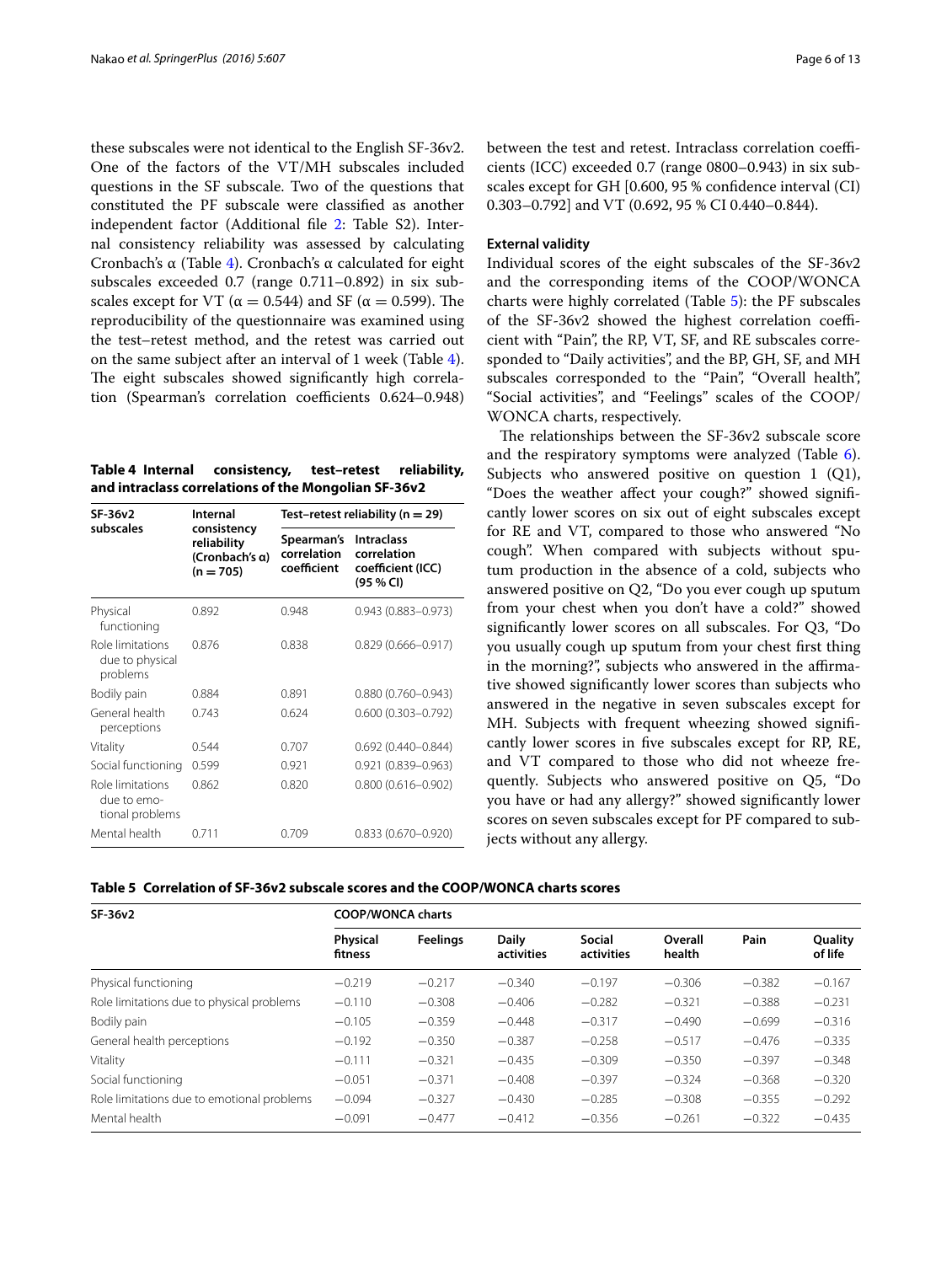these subscales were not identical to the English SF-36v2. One of the factors of the VT/MH subscales included questions in the SF subscale. Two of the questions that constituted the PF subscale were classified as another independent factor (Additional file 2: Table S2). Internal consistency reliability was assessed by calculating Cronbach's α (Table 4). Cronbach's α calculated for eight subscales exceeded 0.7 (range 0.711–0.892) in six subscales except for VT (α = 0.544) and SF (α = 0.599). The reproducibility of the questionnaire was examined using the test–retest method, and the retest was carried out on the same subject after an interval of 1 week (Table 4). The eight subscales showed significantly high correlation (Spearman's correlation coefficients 0.624–0.948) between the test and retest. Intraclass correlation coefficients (ICC) exceeded 0.7 (range 0800–0.943) in six subscales except for GH [0.600, 95 % confidence interval (CI) 0.303–0.792] and VT (0.692, 95 % CI 0.440–0.844).

**Table 4 Internal consistency, test–retest reliability, and intraclass correlations of the Mongolian SF-36v2**

| SF-36v2 subscales | Internal consistency reliability (Cronbach's α) (n = 705) | Test–retest reliability (n = 29) | |
|---|---|---|---|
| | | Spearman's correlation coefficient | Intraclass correlation coefficient (ICC) (95 % CI) |
| Physical functioning | 0.892 | 0.948 | 0.943 (0.883–0.973) |
| Role limitations due to physical problems | 0.876 | 0.838 | 0.829 (0.666–0.917) |
| Bodily pain | 0.884 | 0.891 | 0.880 (0.760–0.943) |
| General health perceptions | 0.743 | 0.624 | 0.600 (0.303–0.792) |
| Vitality | 0.544 | 0.707 | 0.692 (0.440–0.844) |
| Social functioning | 0.599 | 0.921 | 0.921 (0.839–0.963) |
| Role limitations due to emotional problems | 0.862 | 0.820 | 0.800 (0.616–0.902) |
| Mental health | 0.711 | 0.709 | 0.833 (0.670–0.920) |

#### External validity

Individual scores of the eight subscales of the SF-36v2 and the corresponding items of the COOP/WONCA charts were highly correlated (Table 5): the PF subscales of the SF-36v2 showed the highest correlation coefficient with "Pain", the RP, VT, SF, and RE subscales corresponded to "Daily activities", and the BP, GH, SF, and MH subscales corresponded to the "Pain", "Overall health", "Social activities", and "Feelings" scales of the COOP/WONCA charts, respectively.

The relationships between the SF-36v2 subscale score and the respiratory symptoms were analyzed (Table 6). Subjects who answered positive on question 1 (Q1), "Does the weather affect your cough?" showed significantly lower scores on six out of eight subscales except for RE and VT, compared to those who answered "No cough". When compared with subjects without sputum production in the absence of a cold, subjects who answered positive on Q2, "Do you ever cough up sputum from your chest when you don't have a cold?" showed significantly lower scores on all subscales. For Q3, "Do you usually cough up sputum from your chest first thing in the morning?", subjects who answered in the affirmative showed significantly lower scores than subjects who answered in the negative in seven subscales except for MH. Subjects with frequent wheezing showed significantly lower scores in five subscales except for RP, RE, and VT compared to those who did not wheeze frequently. Subjects who answered positive on Q5, "Do you have or had any allergy?" showed significantly lower scores on seven subscales except for PF compared to subjects without any allergy.

**Table 5 Correlation of SF-36v2 subscale scores and the COOP/WONCA charts scores**

| SF-36v2 | COOP/WONCA charts | | | | | | |
|---|---|---|---|---|---|---|---|
| | Physical fitness | Feelings | Daily activities | Social activities | Overall health | Pain | Quality of life |
| Physical functioning | −0.219 | −0.217 | −0.340 | −0.197 | −0.306 | −0.382 | −0.167 |
| Role limitations due to physical problems | −0.110 | −0.308 | −0.406 | −0.282 | −0.321 | −0.388 | −0.231 |
| Bodily pain | −0.105 | −0.359 | −0.448 | −0.317 | −0.490 | −0.699 | −0.316 |
| General health perceptions | −0.192 | −0.350 | −0.387 | −0.258 | −0.517 | −0.476 | −0.335 |
| Vitality | −0.111 | −0.321 | −0.435 | −0.309 | −0.350 | −0.397 | −0.348 |
| Social functioning | −0.051 | −0.371 | −0.408 | −0.397 | −0.324 | −0.368 | −0.320 |
| Role limitations due to emotional problems | −0.094 | −0.327 | −0.430 | −0.285 | −0.308 | −0.355 | −0.292 |
| Mental health | −0.091 | −0.477 | −0.412 | −0.356 | −0.261 | −0.322 | −0.435 |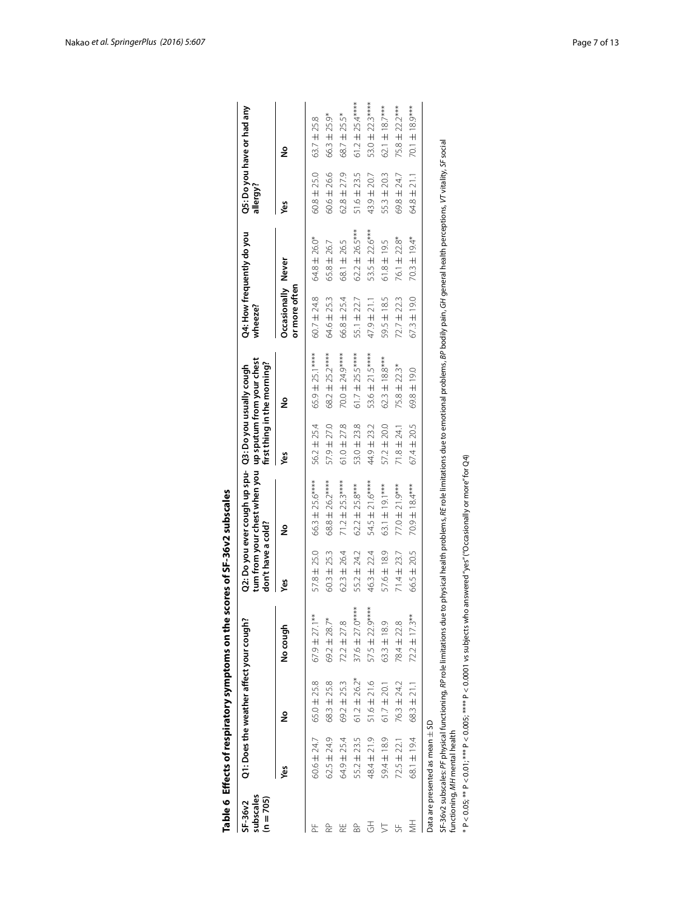**Table 6 Effects of respiratory symptoms on the scores of SF-36v2 subscales**

| SF-36v2 subscales (n = 705) | Q1: Does the weather affect your cough? | | | Q2: Do you ever cough up sputum from your chest when you don't have a cold? | | Q3: Do you usually cough up sputum from your chest first thing in the morning? | | Q4: How frequently do you wheeze? | | Q5: Do you have or had any allergy? | |
|---|---|---|---|---|---|---|---|---|---|---|---|
| | Yes | No | No cough | Yes | No | Yes | No | Occasionally or more often | Never | Yes | No |
| PF | 60.6 ± 24.7 | 65.0 ± 25.8 | 67.9 ± 27.1** | 57.8 ± 25.0 | 66.3 ± 25.6**** | 56.2 ± 25.4 | 65.9 ± 25.1**** | 60.7 ± 24.8 | 64.8 ± 26.0* | 60.8 ± 25.0 | 63.7 ± 25.8 |
| RP | 62.5 ± 24.9 | 68.3 ± 25.8 | 69.2 ± 28.7* | 60.3 ± 25.3 | 68.8 ± 26.2**** | 57.9 ± 27.0 | 68.2 ± 25.2**** | 64.6 ± 25.3 | 65.8 ± 26.7 | 60.6 ± 26.6 | 66.3 ± 25.9* |
| RE | 64.9 ± 25.4 | 69.2 ± 25.3 | 72.2 ± 27.8 | 62.3 ± 26.4 | 71.2 ± 25.3**** | 61.0 ± 27.8 | 70.0 ± 24.9**** | 66.8 ± 25.4 | 68.1 ± 26.5 | 62.8 ± 27.9 | 68.7 ± 25.5* |
| BP | 55.2 ± 23.5 | 61.2 ± 26.2* | 37.6 ± 27.0**** | 55.2 ± 24.2 | 62.2 ± 25.8*** | 53.0 ± 23.8 | 61.7 ± 25.5**** | 55.1 ± 22.7 | 62.2 ± 26.5*** | 51.6 ± 23.5 | 61.2 ± 25.4**** |
| GH | 48.4 ± 21.9 | 51.6 ± 21.6 | 57.5 ± 22.9**** | 46.3 ± 22.4 | 54.5 ± 21.6**** | 44.9 ± 23.2 | 53.6 ± 21.5**** | 47.9 ± 21.1 | 53.5 ± 22.6*** | 43.9 ± 20.7 | 53.0 ± 22.3**** |
| VT | 59.4 ± 18.9 | 61.7 ± 20.1 | 63.3 ± 18.9 | 57.6 ± 18.9 | 63.1 ± 19.1*** | 57.2 ± 20.0 | 62.3 ± 18.8*** | 59.5 ± 18.5 | 61.8 ± 19.5 | 55.3 ± 20.3 | 62.1 ± 18.7*** |
| SF | 72.5 ± 22.1 | 76.3 ± 24.2 | 78.4 ± 22.8 | 71.4 ± 23.7 | 77.0 ± 21.9*** | 71.8 ± 24.1 | 75.8 ± 22.3* | 72.7 ± 22.3 | 76.1 ± 22.8* | 69.8 ± 24.7 | 75.8 ± 22.2*** |
| MH | 68.1 ± 19.4 | 68.3 ± 21.1 | 72.2 ± 17.3** | 66.5 ± 20.5 | 70.9 ± 18.4*** | 67.4 ± 20.5 | 69.8 ± 19.0 | 67.3 ± 19.0 | 70.3 ± 19.4* | 64.8 ± 21.1 | 70.1 ± 18.9*** |

Data are presented as mean ± SD

SF-36v2 subscales: *PF* physical functioning, *RP* role limitations due to physical health problems, *RE* role limitations due to emotional problems, *BP* bodily pain, *GH* general health perceptions, *VT* vitality, *SF* social functioning, *MH* mental health

* P < 0.05; ** P < 0.01; *** P < 0.005; **** P < 0.0001 vs subjects who answered "yes" ("Occasionally or more" for Q4)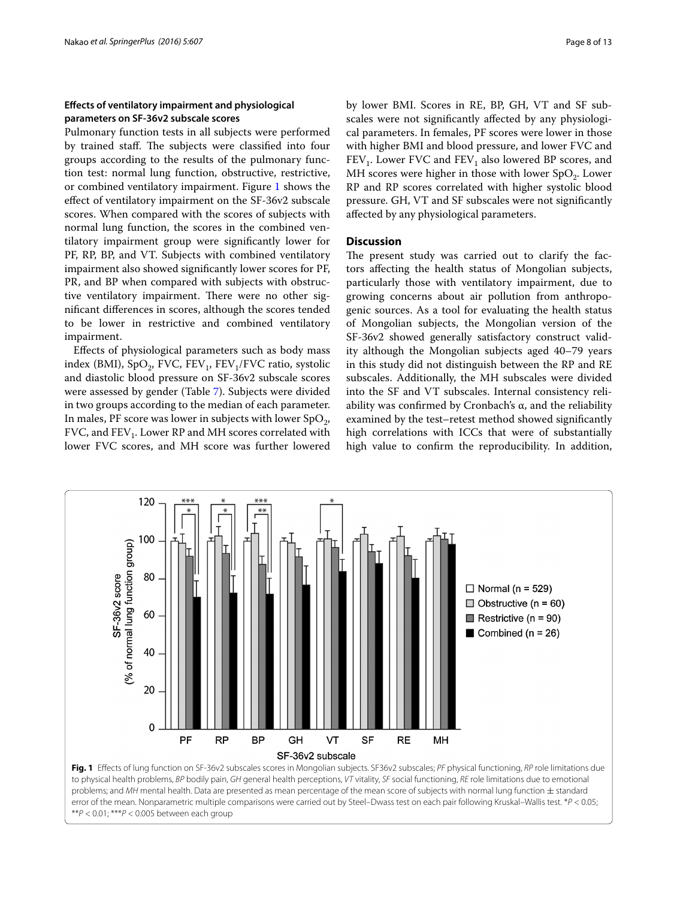### Effects of ventilatory impairment and physiological parameters on SF-36v2 subscale scores

Pulmonary function tests in all subjects were performed by trained staff. The subjects were classified into four groups according to the results of the pulmonary function test: normal lung function, obstructive, restrictive, or combined ventilatory impairment. Figure 1 shows the effect of ventilatory impairment on the SF-36v2 subscale scores. When compared with the scores of subjects with normal lung function, the scores in the combined ventilatory impairment group were significantly lower for PF, RP, BP, and VT. Subjects with combined ventilatory impairment also showed significantly lower scores for PF, PR, and BP when compared with subjects with obstructive ventilatory impairment. There were no other significant differences in scores, although the scores tended to be lower in restrictive and combined ventilatory impairment.

Effects of physiological parameters such as body mass index (BMI), $SpO_2$, FVC, $FEV_1$, $FEV_1$/FVC ratio, systolic and diastolic blood pressure on SF-36v2 subscale scores were assessed by gender (Table 7). Subjects were divided in two groups according to the median of each parameter. In males, PF score was lower in subjects with lower $SpO_2$, FVC, and $FEV_1$. Lower RP and MH scores correlated with lower FVC scores, and MH score was further lowered by lower BMI. Scores in RE, BP, GH, VT and SF subscales were not significantly affected by any physiological parameters. In females, PF scores were lower in those with higher BMI and blood pressure, and lower FVC and $FEV_1$. Lower FVC and $FEV_1$ also lowered BP scores, and MH scores were higher in those with lower $SpO_2$. Lower RP and RP scores correlated with higher systolic blood pressure. GH, VT and SF subscales were not significantly affected by any physiological parameters.

## Discussion

The present study was carried out to clarify the factors affecting the health status of Mongolian subjects, particularly those with ventilatory impairment, due to growing concerns about air pollution from anthropogenic sources. As a tool for evaluating the health status of Mongolian subjects, the Mongolian version of the SF-36v2 showed generally satisfactory construct validity although the Mongolian subjects aged 40–79 years in this study did not distinguish between the RP and RE subscales. Additionally, the MH subscales were divided into the SF and VT subscales. Internal consistency reliability was confirmed by Cronbach's α, and the reliability examined by the test–retest method showed significantly high correlations with ICCs that were of substantially high value to confirm the reproducibility. In addition,

**Fig. 1** Effects of lung function on SF-36v2 subscales scores in Mongolian subjects. SF36v2 subscales; *PF* physical functioning, *RP* role limitations due to physical health problems, *BP* bodily pain, *GH* general health perceptions, *VT* vitality, *SF* social functioning, *RE* role limitations due to emotional problems; and *MH* mental health. Data are presented as mean percentage of the mean score of subjects with normal lung function ± standard error of the mean. Nonparametric multiple comparisons were carried out by Steel–Dwass test on each pair following Kruskal–Wallis test. *$P < 0.05$; **$P < 0.01$; ***$P < 0.005$ between each group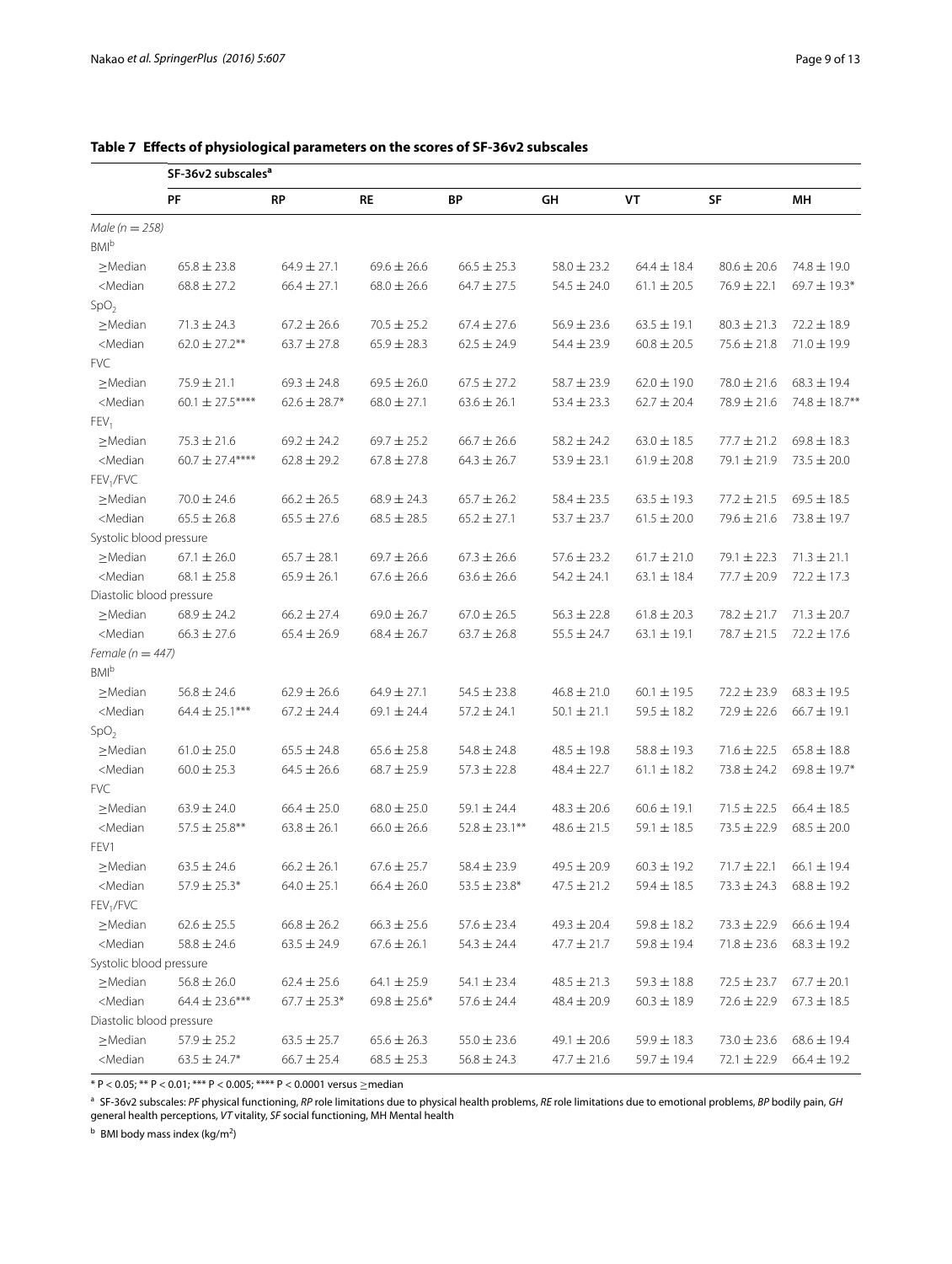**Table 7 Effects of physiological parameters on the scores of SF-36v2 subscales**

| | SF-36v2 subscales[a] | | | | | | | |
|---|---|---|---|---|---|---|---|---|
| | PF | RP | RE | BP | GH | VT | SF | MH |
| *Male (n = 258)* | | | | | | | | |
| BMI[b] | | | | | | | | |
| ≥Median | 65.8 ± 23.8 | 64.9 ± 27.1 | 69.6 ± 26.6 | 66.5 ± 25.3 | 58.0 ± 23.2 | 64.4 ± 18.4 | 80.6 ± 20.6 | 74.8 ± 19.0 |
| <Median | 68.8 ± 27.2 | 66.4 ± 27.1 | 68.0 ± 26.6 | 64.7 ± 27.5 | 54.5 ± 24.0 | 61.1 ± 20.5 | 76.9 ± 22.1 | 69.7 ± 19.3* |
| $SpO_2$ | | | | | | | | |
| ≥Median | 71.3 ± 24.3 | 67.2 ± 26.6 | 70.5 ± 25.2 | 67.4 ± 27.6 | 56.9 ± 23.6 | 63.5 ± 19.1 | 80.3 ± 21.3 | 72.2 ± 18.9 |
| <Median | 62.0 ± 27.2** | 63.7 ± 27.8 | 65.9 ± 28.3 | 62.5 ± 24.9 | 54.4 ± 23.9 | 60.8 ± 20.5 | 75.6 ± 21.8 | 71.0 ± 19.9 |
| FVC | | | | | | | | |
| ≥Median | 75.9 ± 21.1 | 69.3 ± 24.8 | 69.5 ± 26.0 | 67.5 ± 27.2 | 58.7 ± 23.9 | 62.0 ± 19.0 | 78.0 ± 21.6 | 68.3 ± 19.4 |
| <Median | 60.1 ± 27.5**** | 62.6 ± 28.7* | 68.0 ± 27.1 | 63.6 ± 26.1 | 53.4 ± 23.3 | 62.7 ± 20.4 | 78.9 ± 21.6 | 74.8 ± 18.7** |
| $FEV_1$ | | | | | | | | |
| ≥Median | 75.3 ± 21.6 | 69.2 ± 24.2 | 69.7 ± 25.2 | 66.7 ± 26.6 | 58.2 ± 24.2 | 63.0 ± 18.5 | 77.7 ± 21.2 | 69.8 ± 18.3 |
| <Median | 60.7 ± 27.4**** | 62.8 ± 29.2 | 67.8 ± 27.8 | 64.3 ± 26.7 | 53.9 ± 23.1 | 61.9 ± 20.8 | 79.1 ± 21.9 | 73.5 ± 20.0 |
| $FEV_1$/FVC | | | | | | | | |
| ≥Median | 70.0 ± 24.6 | 66.2 ± 26.5 | 68.9 ± 24.3 | 65.7 ± 26.2 | 58.4 ± 23.5 | 63.5 ± 19.3 | 77.2 ± 21.5 | 69.5 ± 18.5 |
| <Median | 65.5 ± 26.8 | 65.5 ± 27.6 | 68.5 ± 28.5 | 65.2 ± 27.1 | 53.7 ± 23.7 | 61.5 ± 20.0 | 79.6 ± 21.6 | 73.8 ± 19.7 |
| Systolic blood pressure | | | | | | | | |
| ≥Median | 67.1 ± 26.0 | 65.7 ± 28.1 | 69.7 ± 26.6 | 67.3 ± 26.6 | 57.6 ± 23.2 | 61.7 ± 21.0 | 79.1 ± 22.3 | 71.3 ± 21.1 |
| <Median | 68.1 ± 25.8 | 65.9 ± 26.1 | 67.6 ± 26.6 | 63.6 ± 26.6 | 54.2 ± 24.1 | 63.1 ± 18.4 | 77.7 ± 20.9 | 72.2 ± 17.3 |
| Diastolic blood pressure | | | | | | | | |
| ≥Median | 68.9 ± 24.2 | 66.2 ± 27.4 | 69.0 ± 26.7 | 67.0 ± 26.5 | 56.3 ± 22.8 | 61.8 ± 20.3 | 78.2 ± 21.7 | 71.3 ± 20.7 |
| <Median | 66.3 ± 27.6 | 65.4 ± 26.9 | 68.4 ± 26.7 | 63.7 ± 26.8 | 55.5 ± 24.7 | 63.1 ± 19.1 | 78.7 ± 21.5 | 72.2 ± 17.6 |
| *Female (n = 447)* | | | | | | | | |
| BMI[b] | | | | | | | | |
| ≥Median | 56.8 ± 24.6 | 62.9 ± 26.6 | 64.9 ± 27.1 | 54.5 ± 23.8 | 46.8 ± 21.0 | 60.1 ± 19.5 | 72.2 ± 23.9 | 68.3 ± 19.5 |
| <Median | 64.4 ± 25.1*** | 67.2 ± 24.4 | 69.1 ± 24.4 | 57.2 ± 24.1 | 50.1 ± 21.1 | 59.5 ± 18.2 | 72.9 ± 22.6 | 66.7 ± 19.1 |
| $SpO_2$ | | | | | | | | |
| ≥Median | 61.0 ± 25.0 | 65.5 ± 24.8 | 65.6 ± 25.8 | 54.8 ± 24.8 | 48.5 ± 19.8 | 58.8 ± 19.3 | 71.6 ± 22.5 | 65.8 ± 18.8 |
| <Median | 60.0 ± 25.3 | 64.5 ± 26.6 | 68.7 ± 25.9 | 57.3 ± 22.8 | 48.4 ± 22.7 | 61.1 ± 18.2 | 73.8 ± 24.2 | 69.8 ± 19.7* |
| FVC | | | | | | | | |
| ≥Median | 63.9 ± 24.0 | 66.4 ± 25.0 | 68.0 ± 25.0 | 59.1 ± 24.4 | 48.3 ± 20.6 | 60.6 ± 19.1 | 71.5 ± 22.5 | 66.4 ± 18.5 |
| <Median | 57.5 ± 25.8** | 63.8 ± 26.1 | 66.0 ± 26.6 | 52.8 ± 23.1** | 48.6 ± 21.5 | 59.1 ± 18.5 | 73.5 ± 22.9 | 68.5 ± 20.0 |
| FEV1 | | | | | | | | |
| ≥Median | 63.5 ± 24.6 | 66.2 ± 26.1 | 67.6 ± 25.7 | 58.4 ± 23.9 | 49.5 ± 20.9 | 60.3 ± 19.2 | 71.7 ± 22.1 | 66.1 ± 19.4 |
| <Median | 57.9 ± 25.3* | 64.0 ± 25.1 | 66.4 ± 26.0 | 53.5 ± 23.8* | 47.5 ± 21.2 | 59.4 ± 18.5 | 73.3 ± 24.3 | 68.8 ± 19.2 |
| $FEV_1$/FVC | | | | | | | | |
| ≥Median | 62.6 ± 25.5 | 66.8 ± 26.2 | 66.3 ± 25.6 | 57.6 ± 23.4 | 49.3 ± 20.4 | 59.8 ± 18.2 | 73.3 ± 22.9 | 66.6 ± 19.4 |
| <Median | 58.8 ± 24.6 | 63.5 ± 24.9 | 67.6 ± 26.1 | 54.3 ± 24.4 | 47.7 ± 21.7 | 59.8 ± 19.4 | 71.8 ± 23.6 | 68.3 ± 19.2 |
| Systolic blood pressure | | | | | | | | |
| ≥Median | 56.8 ± 26.0 | 62.4 ± 25.6 | 64.1 ± 25.9 | 54.1 ± 23.4 | 48.5 ± 21.3 | 59.3 ± 18.8 | 72.5 ± 23.7 | 67.7 ± 20.1 |
| <Median | 64.4 ± 23.6*** | 67.7 ± 25.3* | 69.8 ± 25.6* | 57.6 ± 24.4 | 48.4 ± 20.9 | 60.3 ± 18.9 | 72.6 ± 22.9 | 67.3 ± 18.5 |
| Diastolic blood pressure | | | | | | | | |
| ≥Median | 57.9 ± 25.2 | 63.5 ± 25.7 | 65.6 ± 26.3 | 55.0 ± 23.6 | 49.1 ± 20.6 | 59.9 ± 18.3 | 73.0 ± 23.6 | 68.6 ± 19.4 |
| <Median | 63.5 ± 24.7* | 66.7 ± 25.4 | 68.5 ± 25.3 | 56.8 ± 24.3 | 47.7 ± 21.6 | 59.7 ± 19.4 | 72.1 ± 22.9 | 66.4 ± 19.2 |

\* $P < 0.05$; ** $P < 0.01$; *** $P < 0.005$; **** $P < 0.0001$ versus ≥median

[a] SF-36v2 subscales: *PF* physical functioning, *RP* role limitations due to physical health problems, *RE* role limitations due to emotional problems, *BP* bodily pain, *GH* general health perceptions, *VT* vitality, *SF* social functioning, MH Mental health

[b] BMI body mass index ($kg/m^2$)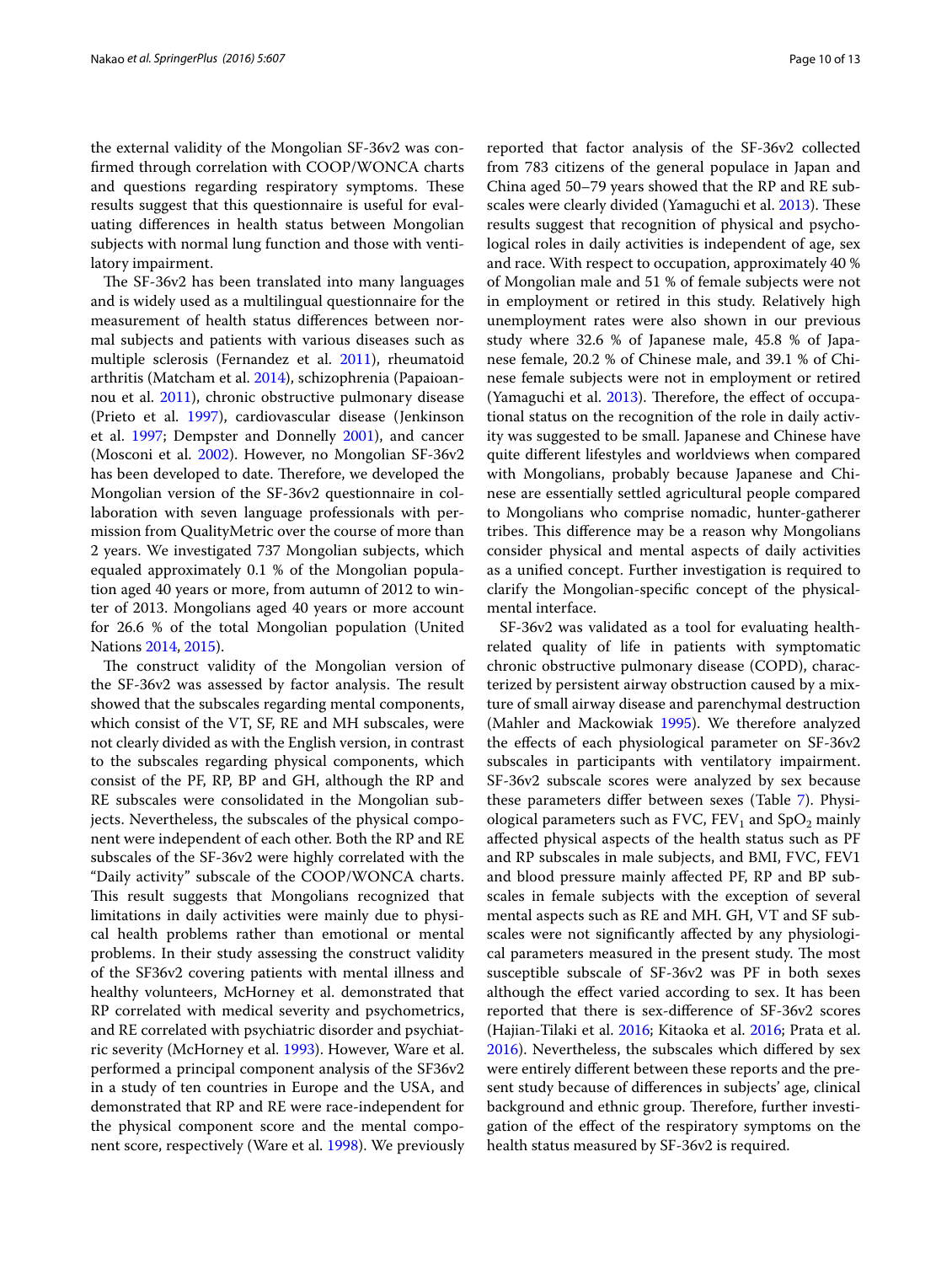the external validity of the Mongolian SF-36v2 was confirmed through correlation with COOP/WONCA charts and questions regarding respiratory symptoms. These results suggest that this questionnaire is useful for evaluating differences in health status between Mongolian subjects with normal lung function and those with ventilatory impairment.

The SF-36v2 has been translated into many languages and is widely used as a multilingual questionnaire for the measurement of health status differences between normal subjects and patients with various diseases such as multiple sclerosis (Fernandez et al. 2011), rheumatoid arthritis (Matcham et al. 2014), schizophrenia (Papaioannou et al. 2011), chronic obstructive pulmonary disease (Prieto et al. 1997), cardiovascular disease (Jenkinson et al. 1997; Dempster and Donnelly 2001), and cancer (Mosconi et al. 2002). However, no Mongolian SF-36v2 has been developed to date. Therefore, we developed the Mongolian version of the SF-36v2 questionnaire in collaboration with seven language professionals with permission from QualityMetric over the course of more than 2 years. We investigated 737 Mongolian subjects, which equaled approximately 0.1 % of the Mongolian population aged 40 years or more, from autumn of 2012 to winter of 2013. Mongolians aged 40 years or more account for 26.6 % of the total Mongolian population (United Nations 2014, 2015).

The construct validity of the Mongolian version of the SF-36v2 was assessed by factor analysis. The result showed that the subscales regarding mental components, which consist of the VT, SF, RE and MH subscales, were not clearly divided as with the English version, in contrast to the subscales regarding physical components, which consist of the PF, RP, BP and GH, although the RP and RE subscales were consolidated in the Mongolian subjects. Nevertheless, the subscales of the physical component were independent of each other. Both the RP and RE subscales of the SF-36v2 were highly correlated with the "Daily activity" subscale of the COOP/WONCA charts. This result suggests that Mongolians recognized that limitations in daily activities were mainly due to physical health problems rather than emotional or mental problems. In their study assessing the construct validity of the SF36v2 covering patients with mental illness and healthy volunteers, McHorney et al. demonstrated that RP correlated with medical severity and psychometrics, and RE correlated with psychiatric disorder and psychiatric severity (McHorney et al. 1993). However, Ware et al. performed a principal component analysis of the SF36v2 in a study of ten countries in Europe and the USA, and demonstrated that RP and RE were race-independent for the physical component score and the mental component score, respectively (Ware et al. 1998). We previously reported that factor analysis of the SF-36v2 collected from 783 citizens of the general populace in Japan and China aged 50–79 years showed that the RP and RE subscales were clearly divided (Yamaguchi et al. 2013). These results suggest that recognition of physical and psychological roles in daily activities is independent of age, sex and race. With respect to occupation, approximately 40 % of Mongolian male and 51 % of female subjects were not in employment or retired in this study. Relatively high unemployment rates were also shown in our previous study where 32.6 % of Japanese male, 45.8 % of Japanese female, 20.2 % of Chinese male, and 39.1 % of Chinese female subjects were not in employment or retired (Yamaguchi et al. 2013). Therefore, the effect of occupational status on the recognition of the role in daily activity was suggested to be small. Japanese and Chinese have quite different lifestyles and worldviews when compared with Mongolians, probably because Japanese and Chinese are essentially settled agricultural people compared to Mongolians who comprise nomadic, hunter-gatherer tribes. This difference may be a reason why Mongolians consider physical and mental aspects of daily activities as a unified concept. Further investigation is required to clarify the Mongolian-specific concept of the physical-mental interface.

SF-36v2 was validated as a tool for evaluating health-related quality of life in patients with symptomatic chronic obstructive pulmonary disease (COPD), characterized by persistent airway obstruction caused by a mixture of small airway disease and parenchymal destruction (Mahler and Mackowiak 1995). We therefore analyzed the effects of each physiological parameter on SF-36v2 subscales in participants with ventilatory impairment. SF-36v2 subscale scores were analyzed by sex because these parameters differ between sexes (Table 7). Physiological parameters such as FVC, $FEV_1$ and $SpO_2$ mainly affected physical aspects of the health status such as PF and RP subscales in male subjects, and BMI, FVC, FEV1 and blood pressure mainly affected PF, RP and BP subscales in female subjects with the exception of several mental aspects such as RE and MH. GH, VT and SF subscales were not significantly affected by any physiological parameters measured in the present study. The most susceptible subscale of SF-36v2 was PF in both sexes although the effect varied according to sex. It has been reported that there is sex-difference of SF-36v2 scores (Hajian-Tilaki et al. 2016; Kitaoka et al. 2016; Prata et al. 2016). Nevertheless, the subscales which differed by sex were entirely different between these reports and the present study because of differences in subjects' age, clinical background and ethnic group. Therefore, further investigation of the effect of the respiratory symptoms on the health status measured by SF-36v2 is required.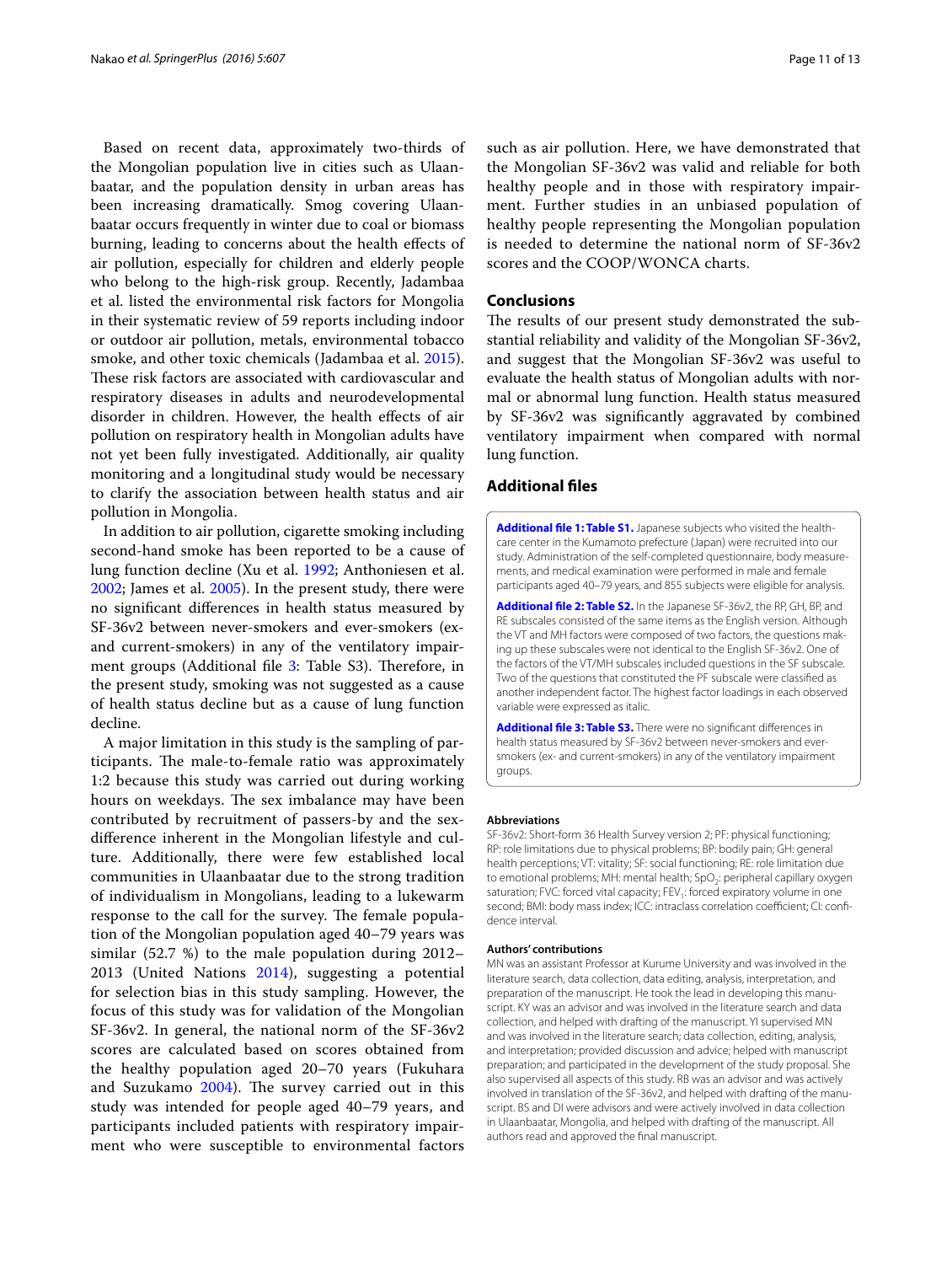Based on recent data, approximately two-thirds of the Mongolian population live in cities such as Ulaanbaatar, and the population density in urban areas has been increasing dramatically. Smog covering Ulaanbaatar occurs frequently in winter due to coal or biomass burning, leading to concerns about the health effects of air pollution, especially for children and elderly people who belong to the high-risk group. Recently, Jadambaa et al. listed the environmental risk factors for Mongolia in their systematic review of 59 reports including indoor or outdoor air pollution, metals, environmental tobacco smoke, and other toxic chemicals (Jadambaa et al. 2015). These risk factors are associated with cardiovascular and respiratory diseases in adults and neurodevelopmental disorder in children. However, the health effects of air pollution on respiratory health in Mongolian adults have not yet been fully investigated. Additionally, air quality monitoring and a longitudinal study would be necessary to clarify the association between health status and air pollution in Mongolia.

In addition to air pollution, cigarette smoking including second-hand smoke has been reported to be a cause of lung function decline (Xu et al. 1992; Anthoniesen et al. 2002; James et al. 2005). In the present study, there were no significant differences in health status measured by SF-36v2 between never-smokers and ever-smokers (ex- and current-smokers) in any of the ventilatory impairment groups (Additional file 3: Table S3). Therefore, in the present study, smoking was not suggested as a cause of health status decline but as a cause of lung function decline.

A major limitation in this study is the sampling of participants. The male-to-female ratio was approximately 1:2 because this study was carried out during working hours on weekdays. The sex imbalance may have been contributed by recruitment of passers-by and the sex-difference inherent in the Mongolian lifestyle and culture. Additionally, there were few established local communities in Ulaanbaatar due to the strong tradition of individualism in Mongolians, leading to a lukewarm response to the call for the survey. The female population of the Mongolian population aged 40–79 years was similar (52.7 %) to the male population during 2012–2013 (United Nations 2014), suggesting a potential for selection bias in this study sampling. However, the focus of this study was for validation of the Mongolian SF-36v2. In general, the national norm of the SF-36v2 scores are calculated based on scores obtained from the healthy population aged 20–70 years (Fukuhara and Suzukamo 2004). The survey carried out in this study was intended for people aged 40–79 years, and participants included patients with respiratory impairment who were susceptible to environmental factors such as air pollution. Here, we have demonstrated that the Mongolian SF-36v2 was valid and reliable for both healthy people and in those with respiratory impairment. Further studies in an unbiased population of healthy people representing the Mongolian population is needed to determine the national norm of SF-36v2 scores and the COOP/WONCA charts.

## Conclusions

The results of our present study demonstrated the substantial reliability and validity of the Mongolian SF-36v2, and suggest that the Mongolian SF-36v2 was useful to evaluate the health status of Mongolian adults with normal or abnormal lung function. Health status measured by SF-36v2 was significantly aggravated by combined ventilatory impairment when compared with normal lung function.

## Additional files

**Additional file 1: Table S1.** Japanese subjects who visited the healthcare center in the Kumamoto prefecture (Japan) were recruited into our study. Administration of the self-completed questionnaire, body measurements, and medical examination were performed in male and female participants aged 40–79 years, and 855 subjects were eligible for analysis.

**Additional file 2: Table S2.** In the Japanese SF-36v2, the RP, GH, BP, and RE subscales consisted of the same items as the English version. Although the VT and MH factors were composed of two factors, the questions making up these subscales were not identical to the English SF-36v2. One of the factors of the VT/MH subscales included questions in the SF subscale. Two of the questions that constituted the PF subscale were classified as another independent factor. The highest factor loadings in each observed variable were expressed as italic.

**Additional file 3: Table S3.** There were no significant differences in health status measured by SF-36v2 between never-smokers and ever-smokers (ex- and current-smokers) in any of the ventilatory impairment groups.

#### Abbreviations

SF-36v2: Short-form 36 Health Survey version 2; PF: physical functioning; RP: role limitations due to physical problems; BP: bodily pain; GH: general health perceptions; VT: vitality; SF: social functioning; RE: role limitation due to emotional problems; MH: mental health; $SpO_2$: peripheral capillary oxygen saturation; FVC: forced vital capacity; $FEV_1$: forced expiratory volume in one second; BMI: body mass index; ICC: intraclass correlation coefficient; CI: confidence interval.

#### Authors' contributions

MN was an assistant Professor at Kurume University and was involved in the literature search, data collection, data editing, analysis, interpretation, and preparation of the manuscript. He took the lead in developing this manuscript. KY was an advisor and was involved in the literature search and data collection, and helped with drafting of the manuscript. YI supervised MN and was involved in the literature search; data collection, editing, analysis, and interpretation; provided discussion and advice; helped with manuscript preparation; and participated in the development of the study proposal. She also supervised all aspects of this study. RB was an advisor and was actively involved in translation of the SF-36v2, and helped with drafting of the manuscript. BS and DI were advisors and were actively involved in data collection in Ulaanbaatar, Mongolia, and helped with drafting of the manuscript. All authors read and approved the final manuscript.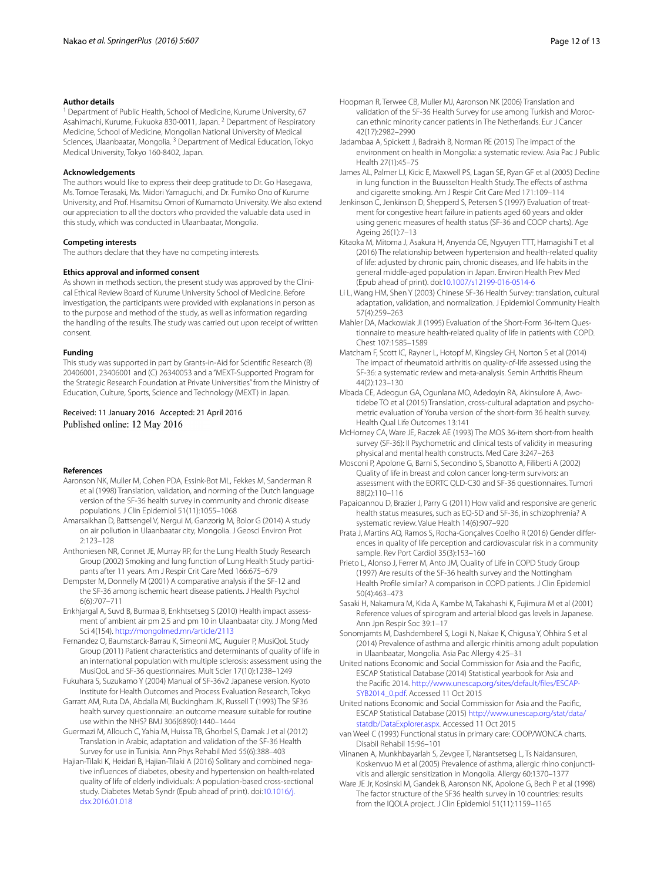### Author details

[1] Department of Public Health, School of Medicine, Kurume University, 67 Asahimachi, Kurume, Fukuoka 830-0011, Japan. [2] Department of Respiratory Medicine, School of Medicine, Mongolian National University of Medical Sciences, Ulaanbaatar, Mongolia. [3] Department of Medical Education, Tokyo Medical University, Tokyo 160-8402, Japan.

### Acknowledgements

The authors would like to express their deep gratitude to Dr. Go Hasegawa, Ms. Tomoe Terasaki, Ms. Midori Yamaguchi, and Dr. Fumiko Ono of Kurume University, and Prof. Hisamitsu Omori of Kumamoto University. We also extend our appreciation to all the doctors who provided the valuable data used in this study, which was conducted in Ulaanbaatar, Mongolia.

### Competing interests

The authors declare that they have no competing interests.

### Ethics approval and informed consent

As shown in methods section, the present study was approved by the Clinical Ethical Review Board of Kurume University School of Medicine. Before investigation, the participants were provided with explanations in person as to the purpose and method of the study, as well as information regarding the handling of the results. The study was carried out upon receipt of written consent.

### Funding

This study was supported in part by Grants-in-Aid for Scientific Research (B) 20406001, 23406001 and (C) 26340053 and a "MEXT-Supported Program for the Strategic Research Foundation at Private Universities" from the Ministry of Education, Culture, Sports, Science and Technology (MEXT) in Japan.

Received: 11 January 2016 Accepted: 21 April 2016
Published online: 12 May 2016

## References

- Aaronson NK, Muller M, Cohen PDA, Essink-Bot ML, Fekkes M, Sanderman R et al (1998) Translation, validation, and norming of the Dutch language version of the SF-36 health survey in community and chronic disease populations. J Clin Epidemiol 51(11):1055–1068
- Amarsaikhan D, Battsengel V, Nergui M, Ganzorig M, Bolor G (2014) A study on air pollution in Ulaanbaatar city, Mongolia. J Geosci Environ Prot 2:123–128
- Anthoniesen NR, Connet JE, Murray RP, for the Lung Health Study Research Group (2002) Smoking and lung function of Lung Health Study participants after 11 years. Am J Respir Crit Care Med 166:675–679
- Dempster M, Donnelly M (2001) A comparative analysis if the SF-12 and the SF-36 among ischemic heart disease patients. J Health Psychol 6(6):707–711
- Enkhjargal A, Suvd B, Burmaa B, Enkhtsetseg S (2010) Health impact assessment of ambient air pm 2.5 and pm 10 in Ulaanbaatar city. J Mong Med Sci 4(154). http://mongolmed.mn/article/2113
- Fernandez O, Baumstarck-Barrau K, Simeoni MC, Auguier P, MusiQoL Study Group (2011) Patient characteristics and determinants of quality of life in an international population with multiple sclerosis: assessment using the MusiQoL and SF-36 questionnaires. Mult Scler 17(10):1238–1249
- Fukuhara S, Suzukamo Y (2004) Manual of SF-36v2 Japanese version. Kyoto Institute for Health Outcomes and Process Evaluation Research, Tokyo
- Garratt AM, Ruta DA, Abdalla MI, Buckingham JK, Russell T (1993) The SF36 health survey questionnaire: an outcome measure suitable for routine use within the NHS? BMJ 306(6890):1440–1444
- Guermazi M, Allouch C, Yahia M, Huissa TB, Ghorbel S, Damak J et al (2012) Translation in Arabic, adaptation and validation of the SF-36 Health Survey for use in Tunisia. Ann Phys Rehabil Med 55(6):388–403
- Hajian-Tilaki K, Heidari B, Hajian-Tilaki A (2016) Solitary and combined negative influences of diabetes, obesity and hypertension on health-related quality of life of elderly individuals: A population-based cross-sectional study. Diabetes Metab Syndr (Epub ahead of print). doi:10.1016/j.dsx.2016.01.018
- Hoopman R, Terwee CB, Muller MJ, Aaronson NK (2006) Translation and validation of the SF-36 Health Survey for use among Turkish and Moroccan ethnic minority cancer patients in The Netherlands. Eur J Cancer 42(17):2982–2990
- Jadambaa A, Spickett J, Badrakh B, Norman RE (2015) The impact of the environment on health in Mongolia: a systematic review. Asia Pac J Public Health 27(1):45–75
- James AL, Palmer LJ, Kicic E, Maxwell PS, Lagan SE, Ryan GF et al (2005) Decline in lung function in the Buusselton Health Study. The effects of asthma and cigarette smoking. Am J Respir Crit Care Med 171:109–114
- Jenkinson C, Jenkinson D, Shepperd S, Petersen S (1997) Evaluation of treatment for congestive heart failure in patients aged 60 years and older using generic measures of health status (SF-36 and COOP charts). Age Ageing 26(1):7–13
- Kitaoka M, Mitoma J, Asakura H, Anyenda OE, Ngyuyen TTT, Hamagishi T et al (2016) The relationship between hypertension and health-related quality of life: adjusted by chronic pain, chronic diseases, and life habits in the general middle-aged population in Japan. Environ Health Prev Med (Epub ahead of print). doi:10.1007/s12199-016-0514-6
- Li L, Wang HM, Shen Y (2003) Chinese SF-36 Health Survey: translation, cultural adaptation, validation, and normalization. J Epidemiol Community Health 57(4):259–263
- Mahler DA, Mackowiak JI (1995) Evaluation of the Short-Form 36-Item Questionnaire to measure health-related quality of life in patients with COPD. Chest 107:1585–1589
- Matcham F, Scott IC, Rayner L, Hotopf M, Kingsley GH, Norton S et al (2014) The impact of rheumatoid arthritis on quality-of-life assessed using the SF-36: a systematic review and meta-analysis. Semin Arthritis Rheum 44(2):123–130
- Mbada CE, Adeogun GA, Ogunlana MO, Adedoyin RA, Akinsulore A, Awotidebe TO et al (2015) Translation, cross-cultural adaptation and psychometric evaluation of Yoruba version of the short-form 36 health survey. Health Qual Life Outcomes 13:141
- McHorney CA, Ware JE, Raczek AE (1993) The MOS 36-item short-from health survey (SF-36): II Psychometric and clinical tests of validity in measuring physical and mental health constructs. Med Care 3:247–263
- Mosconi P, Apolone G, Barni S, Secondino S, Sbanotto A, Filiberti A (2002) Quality of life in breast and colon cancer long-term survivors: an assessment with the EORTC QLD-C30 and SF-36 questionnaires. Tumori 88(2):110–116
- Papaioannou D, Brazier J, Parry G (2011) How valid and responsive are generic health status measures, such as EQ-5D and SF-36, in schizophrenia? A systematic review. Value Health 14(6):907–920
- Prata J, Martins AQ, Ramos S, Rocha-Gonçalves Coelho R (2016) Gender differences in quality of life perception and cardiovascular risk in a community sample. Rev Port Cardiol 35(3):153–160
- Prieto L, Alonso J, Ferrer M, Anto JM, Quality of Life in COPD Study Group (1997) Are results of the SF-36 health survey and the Nottingham Health Profile similar? A comparison in COPD patients. J Clin Epidemiol 50(4):463–473
- Sasaki H, Nakamura M, Kida A, Kambe M, Takahashi K, Fujimura M et al (2001) Reference values of spirogram and arterial blood gas levels in Japanese. Ann Jpn Respir Soc 39:1–17
- Sonomjamts M, Dashdemberel S, Logii N, Nakae K, Chigusa Y, Ohhira S et al (2014) Prevalence of asthma and allergic rhinitis among adult population in Ulaanbaatar, Mongolia. Asia Pac Allergy 4:25–31
- United nations Economic and Social Commission for Asia and the Pacific, ESCAP Statistical Database (2014) Statistical yearbook for Asia and the Pacific 2014. http://www.unescap.org/sites/default/files/ESCAP-SYB2014_0.pdf. Accessed 11 Oct 2015
- United nations Economic and Social Commission for Asia and the Pacific, ESCAP Statistical Database (2015) http://www.unescap.org/stat/data/statdb/DataExplorer.aspx. Accessed 11 Oct 2015
- van Weel C (1993) Functional status in primary care: COOP/WONCA charts. Disabil Rehabil 15:96–101
- Viinanen A, Munkhbayarlah S, Zevgee T, Narantsetseg L, Ts Naidansuren, Koskenvuo M et al (2005) Prevalence of asthma, allergic rhino conjunctivitis and allergic sensitization in Mongolia. Allergy 60:1370–1377
- Ware JE Jr, Kosinski M, Gandek B, Aaronson NK, Apolone G, Bech P et al (1998) The factor structure of the SF36 health survey in 10 countries: results from the IQOLA project. J Clin Epidemiol 51(11):1159–1165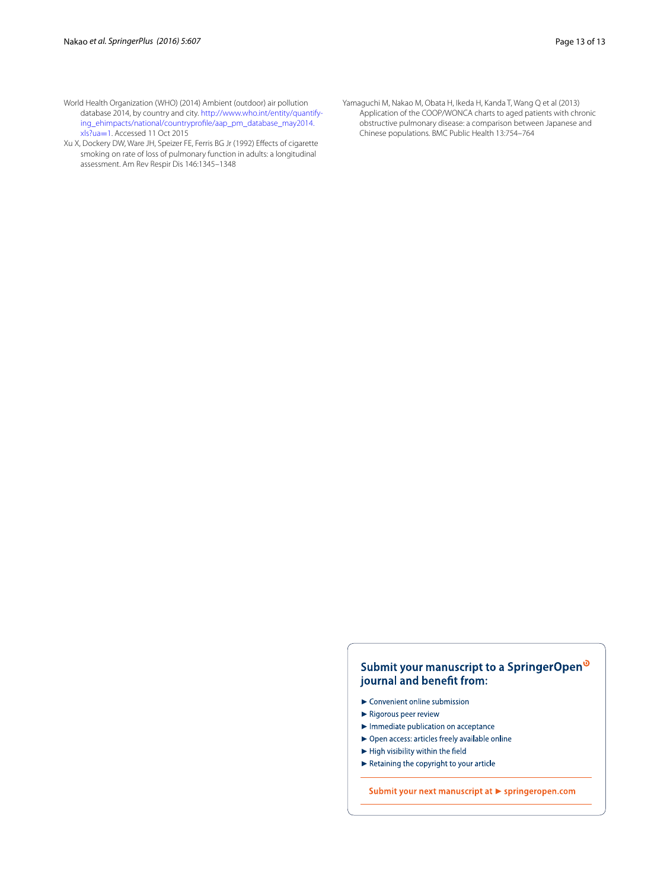World Health Organization (WHO) (2014) Ambient (outdoor) air pollution database 2014, by country and city. http://www.who.int/entity/quantifying_ehimpacts/national/countryprofile/aap_pm_database_may2014.xls?ua=1. Accessed 11 Oct 2015

Xu X, Dockery DW, Ware JH, Speizer FE, Ferris BG Jr (1992) Effects of cigarette smoking on rate of loss of pulmonary function in adults: a longitudinal assessment. Am Rev Respir Dis 146:1345–1348

Yamaguchi M, Nakao M, Obata H, Ikeda H, Kanda T, Wang Q et al (2013) Application of the COOP/WONCA charts to aged patients with chronic obstructive pulmonary disease: a comparison between Japanese and Chinese populations. BMC Public Health 13:754–764

**Submit your manuscript to a SpringerOpen journal and benefit from:**

- ► Convenient online submission
- ► Rigorous peer review
- ► Immediate publication on acceptance
- ► Open access: articles freely available online
- ► High visibility within the field
- ► Retaining the copyright to your article

**Submit your next manuscript at ► springeropen.com**